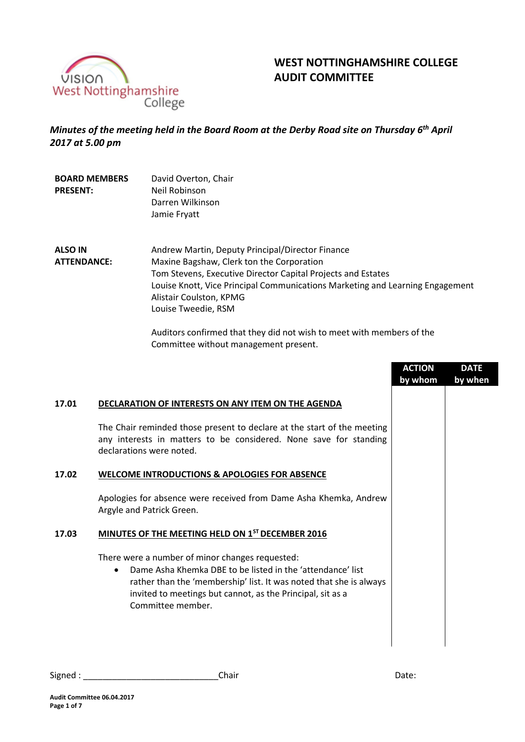# WEST NOTTINGHAMSHIRE COLLEGE
# AUDIT COMMITTEE

***Minutes of the meeting held in the Board Room at the Derby Road site on Thursday 6th April 2017 at 5.00 pm***

| | |
|---|---|
| **BOARD MEMBERS PRESENT:** | David Overton, Chair<br>Neil Robinson<br>Darren Wilkinson<br>Jamie Fryatt |
| **ALSO IN ATTENDANCE:** | Andrew Martin, Deputy Principal/Director Finance<br>Maxine Bagshaw, Clerk ton the Corporation<br>Tom Stevens, Executive Director Capital Projects and Estates<br>Louise Knott, Vice Principal Communications Marketing and Learning Engagement<br>Alistair Coulston, KPMG<br>Louise Tweedie, RSM |

Auditors confirmed that they did not wish to meet with members of the Committee without management present.

| | | ACTION by whom | DATE by when |
|---|---|---|---|
| **17.01** | **DECLARATION OF INTERESTS ON ANY ITEM ON THE AGENDA** | | |
| | The Chair reminded those present to declare at the start of the meeting any interests in matters to be considered. None save for standing declarations were noted. | | |
| **17.02** | **WELCOME INTRODUCTIONS & APOLOGIES FOR ABSENCE** | | |
| | Apologies for absence were received from Dame Asha Khemka, Andrew Argyle and Patrick Green. | | |
| **17.03** | **MINUTES OF THE MEETING HELD ON 1ST DECEMBER 2016** | | |
| | There were a number of minor changes requested:<br>• Dame Asha Khemka DBE to be listed in the 'attendance' list rather than the 'membership' list. It was noted that she is always invited to meetings but cannot, as the Principal, sit as a Committee member. | | |

Signed : ____________________________ Chair　　　　　　　　　　Date: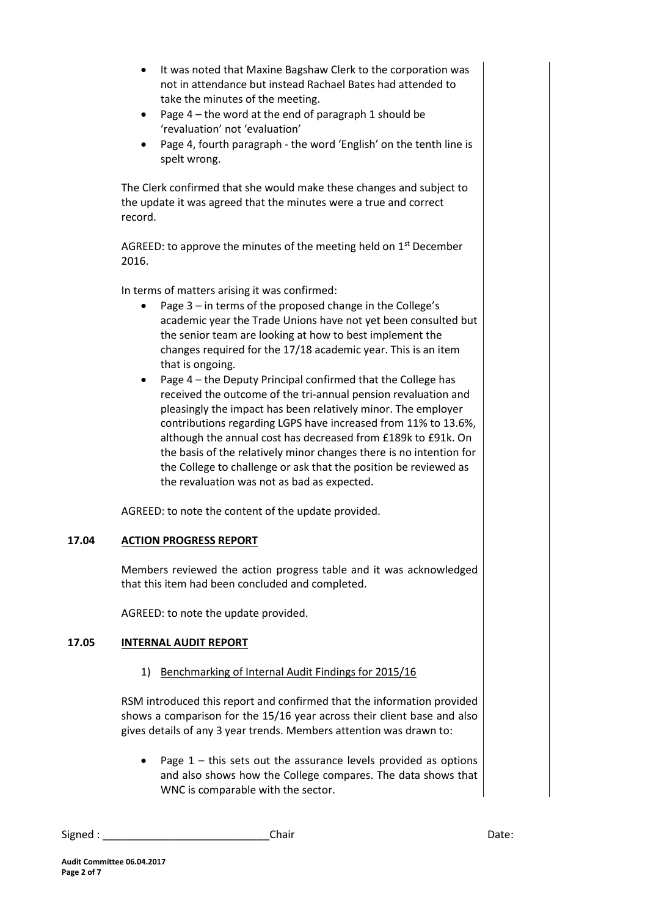- It was noted that Maxine Bagshaw Clerk to the corporation was not in attendance but instead Rachael Bates had attended to take the minutes of the meeting.
- Page 4 – the word at the end of paragraph 1 should be 'revaluation' not 'evaluation'
- Page 4, fourth paragraph - the word 'English' on the tenth line is spelt wrong.

The Clerk confirmed that she would make these changes and subject to the update it was agreed that the minutes were a true and correct record.

AGREED: to approve the minutes of the meeting held on 1st December 2016.

In terms of matters arising it was confirmed:

- Page 3 – in terms of the proposed change in the College's academic year the Trade Unions have not yet been consulted but the senior team are looking at how to best implement the changes required for the 17/18 academic year. This is an item that is ongoing.
- Page 4 – the Deputy Principal confirmed that the College has received the outcome of the tri-annual pension revaluation and pleasingly the impact has been relatively minor. The employer contributions regarding LGPS have increased from 11% to 13.6%, although the annual cost has decreased from £189k to £91k. On the basis of the relatively minor changes there is no intention for the College to challenge or ask that the position be reviewed as the revaluation was not as bad as expected.

AGREED: to note the content of the update provided.

## 17.04 ACTION PROGRESS REPORT

Members reviewed the action progress table and it was acknowledged that this item had been concluded and completed.

AGREED: to note the update provided.

## 17.05 INTERNAL AUDIT REPORT

1) Benchmarking of Internal Audit Findings for 2015/16

RSM introduced this report and confirmed that the information provided shows a comparison for the 15/16 year across their client base and also gives details of any 3 year trends. Members attention was drawn to:

- Page 1 – this sets out the assurance levels provided as options and also shows how the College compares. The data shows that WNC is comparable with the sector.

Signed : ____________________________Chair Date: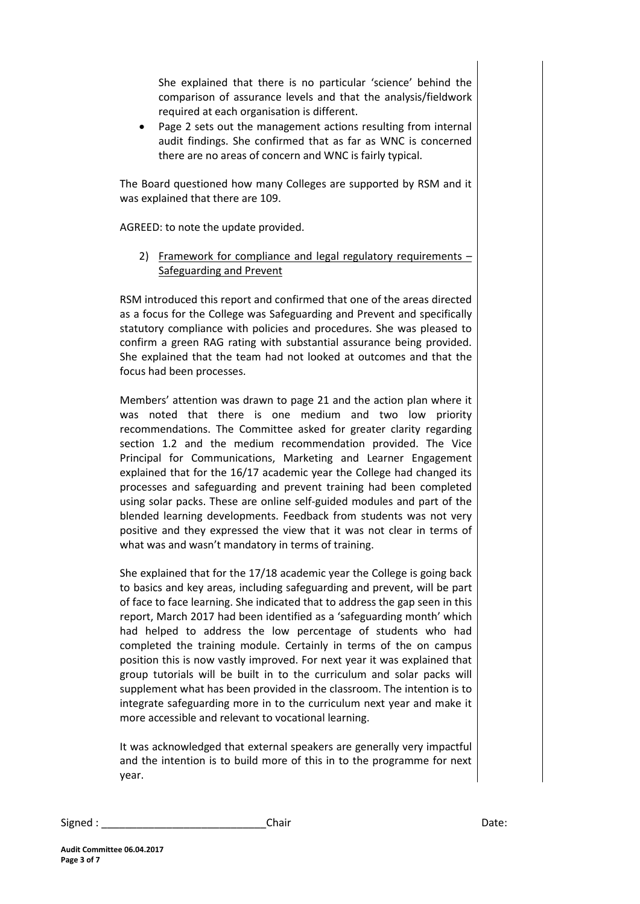She explained that there is no particular 'science' behind the comparison of assurance levels and that the analysis/fieldwork required at each organisation is different.

- Page 2 sets out the management actions resulting from internal audit findings. She confirmed that as far as WNC is concerned there are no areas of concern and WNC is fairly typical.

The Board questioned how many Colleges are supported by RSM and it was explained that there are 109.

AGREED: to note the update provided.

2) Framework for compliance and legal regulatory requirements – Safeguarding and Prevent

RSM introduced this report and confirmed that one of the areas directed as a focus for the College was Safeguarding and Prevent and specifically statutory compliance with policies and procedures. She was pleased to confirm a green RAG rating with substantial assurance being provided. She explained that the team had not looked at outcomes and that the focus had been processes.

Members' attention was drawn to page 21 and the action plan where it was noted that there is one medium and two low priority recommendations. The Committee asked for greater clarity regarding section 1.2 and the medium recommendation provided. The Vice Principal for Communications, Marketing and Learner Engagement explained that for the 16/17 academic year the College had changed its processes and safeguarding and prevent training had been completed using solar packs. These are online self-guided modules and part of the blended learning developments. Feedback from students was not very positive and they expressed the view that it was not clear in terms of what was and wasn't mandatory in terms of training.

She explained that for the 17/18 academic year the College is going back to basics and key areas, including safeguarding and prevent, will be part of face to face learning. She indicated that to address the gap seen in this report, March 2017 had been identified as a 'safeguarding month' which had helped to address the low percentage of students who had completed the training module. Certainly in terms of the on campus position this is now vastly improved. For next year it was explained that group tutorials will be built in to the curriculum and solar packs will supplement what has been provided in the classroom. The intention is to integrate safeguarding more in to the curriculum next year and make it more accessible and relevant to vocational learning.

It was acknowledged that external speakers are generally very impactful and the intention is to build more of this in to the programme for next year.

Signed : ___________________________Chair Date: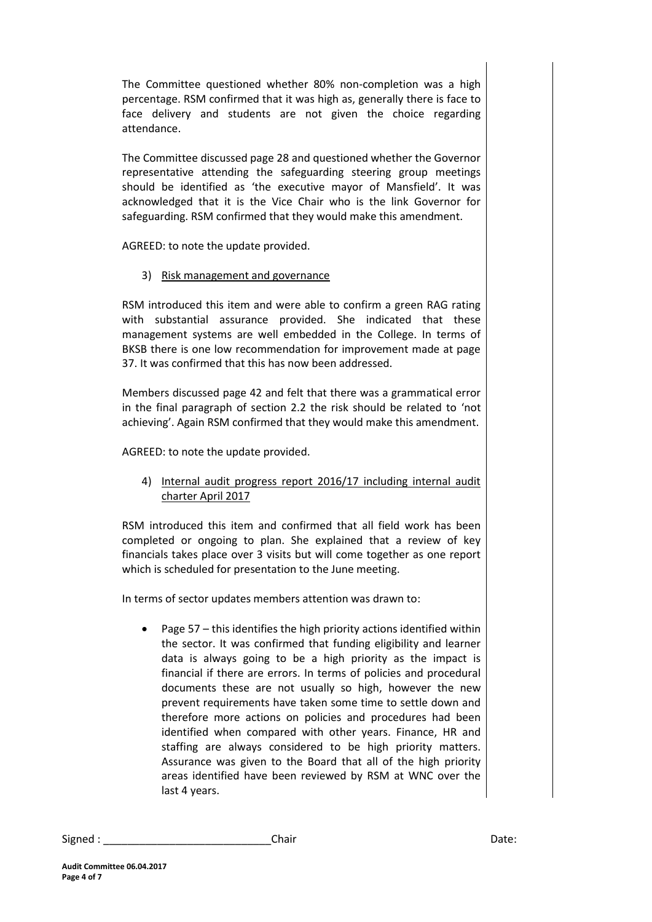The Committee questioned whether 80% non-completion was a high percentage. RSM confirmed that it was high as, generally there is face to face delivery and students are not given the choice regarding attendance.

The Committee discussed page 28 and questioned whether the Governor representative attending the safeguarding steering group meetings should be identified as 'the executive mayor of Mansfield'. It was acknowledged that it is the Vice Chair who is the link Governor for safeguarding. RSM confirmed that they would make this amendment.

AGREED: to note the update provided.

3) Risk management and governance

RSM introduced this item and were able to confirm a green RAG rating with substantial assurance provided. She indicated that these management systems are well embedded in the College. In terms of BKSB there is one low recommendation for improvement made at page 37. It was confirmed that this has now been addressed.

Members discussed page 42 and felt that there was a grammatical error in the final paragraph of section 2.2 the risk should be related to 'not achieving'. Again RSM confirmed that they would make this amendment.

AGREED: to note the update provided.

4) Internal audit progress report 2016/17 including internal audit charter April 2017

RSM introduced this item and confirmed that all field work has been completed or ongoing to plan. She explained that a review of key financials takes place over 3 visits but will come together as one report which is scheduled for presentation to the June meeting.

In terms of sector updates members attention was drawn to:

- Page 57 – this identifies the high priority actions identified within the sector. It was confirmed that funding eligibility and learner data is always going to be a high priority as the impact is financial if there are errors. In terms of policies and procedural documents these are not usually so high, however the new prevent requirements have taken some time to settle down and therefore more actions on policies and procedures had been identified when compared with other years. Finance, HR and staffing are always considered to be high priority matters. Assurance was given to the Board that all of the high priority areas identified have been reviewed by RSM at WNC over the last 4 years.

Signed : ____________________________Chair Date: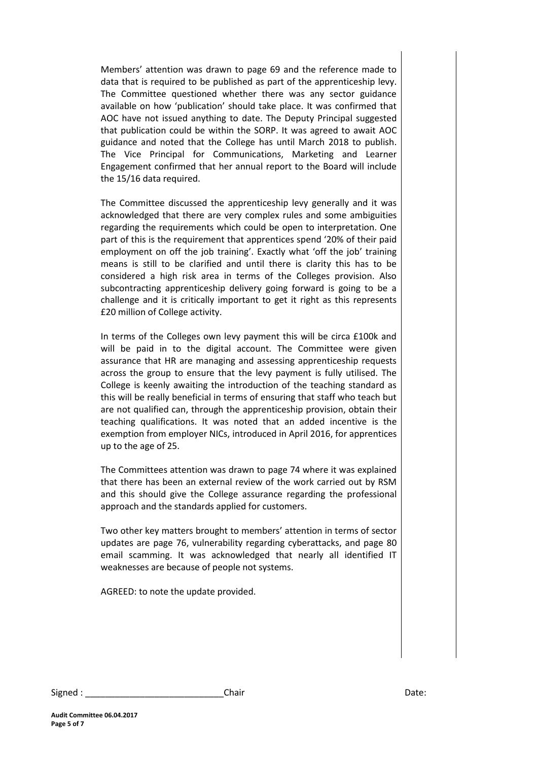Members' attention was drawn to page 69 and the reference made to data that is required to be published as part of the apprenticeship levy. The Committee questioned whether there was any sector guidance available on how 'publication' should take place. It was confirmed that AOC have not issued anything to date. The Deputy Principal suggested that publication could be within the SORP. It was agreed to await AOC guidance and noted that the College has until March 2018 to publish. The Vice Principal for Communications, Marketing and Learner Engagement confirmed that her annual report to the Board will include the 15/16 data required.

The Committee discussed the apprenticeship levy generally and it was acknowledged that there are very complex rules and some ambiguities regarding the requirements which could be open to interpretation. One part of this is the requirement that apprentices spend '20% of their paid employment on off the job training'. Exactly what 'off the job' training means is still to be clarified and until there is clarity this has to be considered a high risk area in terms of the Colleges provision. Also subcontracting apprenticeship delivery going forward is going to be a challenge and it is critically important to get it right as this represents £20 million of College activity.

In terms of the Colleges own levy payment this will be circa £100k and will be paid in to the digital account. The Committee were given assurance that HR are managing and assessing apprenticeship requests across the group to ensure that the levy payment is fully utilised. The College is keenly awaiting the introduction of the teaching standard as this will be really beneficial in terms of ensuring that staff who teach but are not qualified can, through the apprenticeship provision, obtain their teaching qualifications. It was noted that an added incentive is the exemption from employer NICs, introduced in April 2016, for apprentices up to the age of 25.

The Committees attention was drawn to page 74 where it was explained that there has been an external review of the work carried out by RSM and this should give the College assurance regarding the professional approach and the standards applied for customers.

Two other key matters brought to members' attention in terms of sector updates are page 76, vulnerability regarding cyberattacks, and page 80 email scamming. It was acknowledged that nearly all identified IT weaknesses are because of people not systems.

AGREED: to note the update provided.

Signed : ____________________________Chair                                                                                    Date:

**Audit Committee 06.04.2017**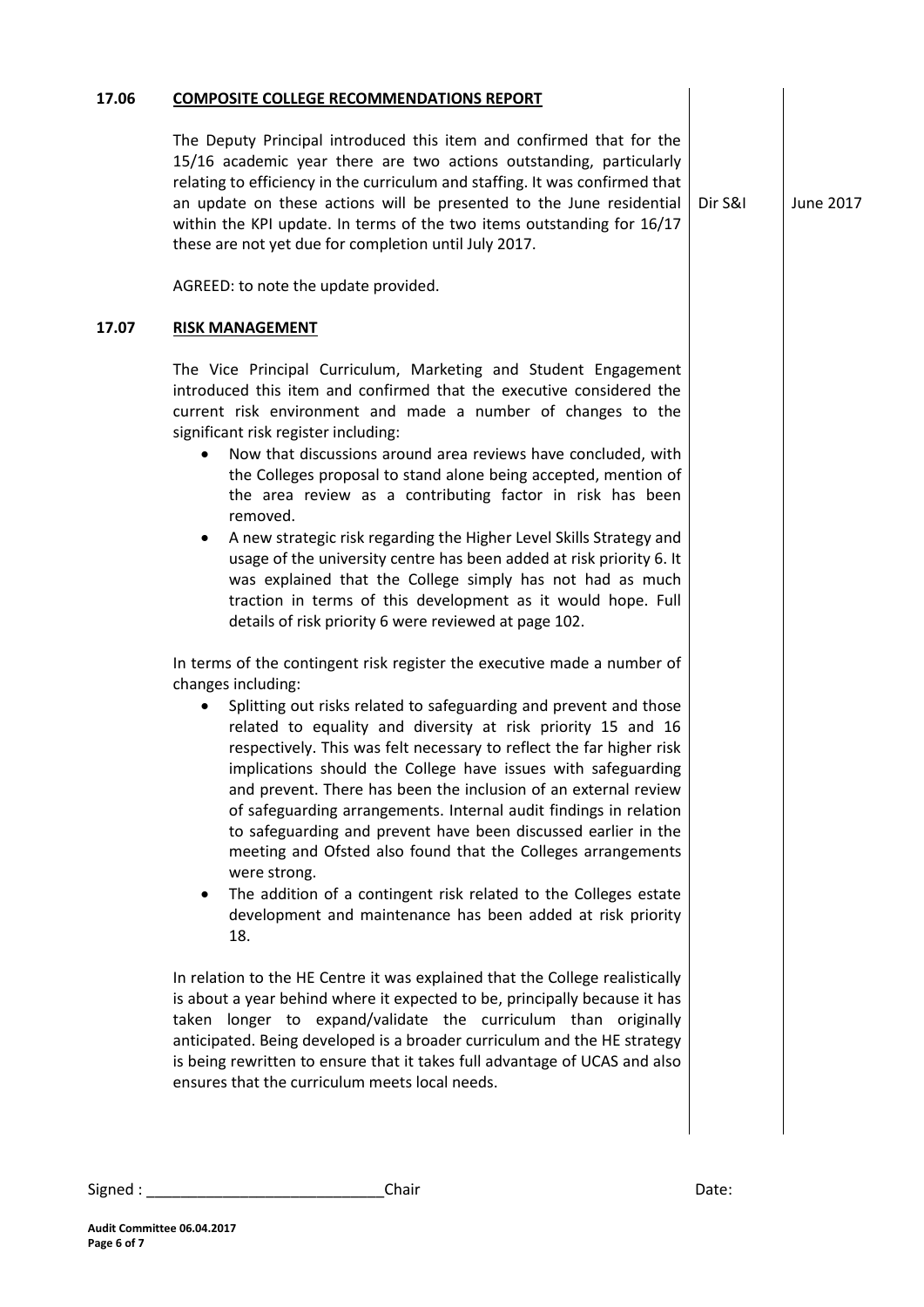**17.06 COMPOSITE COLLEGE RECOMMENDATIONS REPORT**

The Deputy Principal introduced this item and confirmed that for the 15/16 academic year there are two actions outstanding, particularly relating to efficiency in the curriculum and staffing. It was confirmed that an update on these actions will be presented to the June residential within the KPI update. In terms of the two items outstanding for 16/17 these are not yet due for completion until July 2017. — Dir S&I — June 2017

AGREED: to note the update provided.

**17.07 RISK MANAGEMENT**

The Vice Principal Curriculum, Marketing and Student Engagement introduced this item and confirmed that the executive considered the current risk environment and made a number of changes to the significant risk register including:

- Now that discussions around area reviews have concluded, with the Colleges proposal to stand alone being accepted, mention of the area review as a contributing factor in risk has been removed.
- A new strategic risk regarding the Higher Level Skills Strategy and usage of the university centre has been added at risk priority 6. It was explained that the College simply has not had as much traction in terms of this development as it would hope. Full details of risk priority 6 were reviewed at page 102.

In terms of the contingent risk register the executive made a number of changes including:

- Splitting out risks related to safeguarding and prevent and those related to equality and diversity at risk priority 15 and 16 respectively. This was felt necessary to reflect the far higher risk implications should the College have issues with safeguarding and prevent. There has been the inclusion of an external review of safeguarding arrangements. Internal audit findings in relation to safeguarding and prevent have been discussed earlier in the meeting and Ofsted also found that the Colleges arrangements were strong.
- The addition of a contingent risk related to the Colleges estate development and maintenance has been added at risk priority 18.

In relation to the HE Centre it was explained that the College realistically is about a year behind where it expected to be, principally because it has taken longer to expand/validate the curriculum than originally anticipated. Being developed is a broader curriculum and the HE strategy is being rewritten to ensure that it takes full advantage of UCAS and also ensures that the curriculum meets local needs.

Signed : \_\_\_\_\_\_\_\_\_\_\_\_\_\_\_\_\_\_\_\_\_\_\_\_\_\_\_\_ Chair Date:

**Audit Committee 06.04.2017**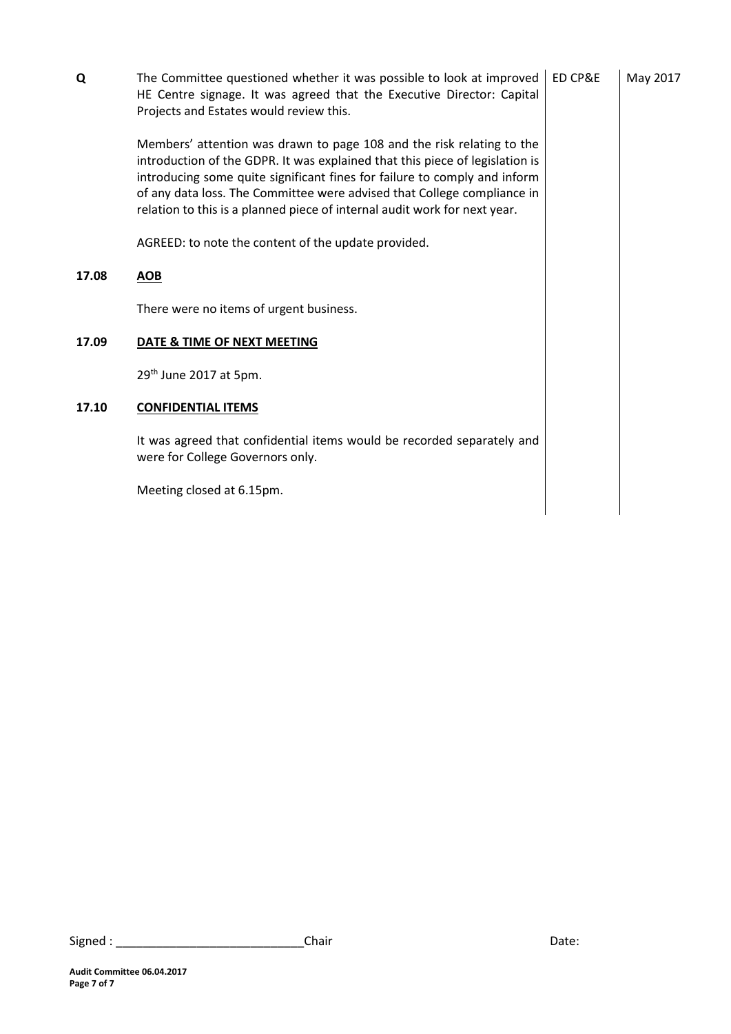| | | | |
|---|---|---|---|
| **Q** | The Committee questioned whether it was possible to look at improved HE Centre signage. It was agreed that the Executive Director: Capital Projects and Estates would review this.<br><br>Members' attention was drawn to page 108 and the risk relating to the introduction of the GDPR. It was explained that this piece of legislation is introducing some quite significant fines for failure to comply and inform of any data loss. The Committee were advised that College compliance in relation to this is a planned piece of internal audit work for next year.<br><br>AGREED: to note the content of the update provided. | ED CP&E | May 2017 |
| **17.08** | **AOB**<br><br>There were no items of urgent business. | | |
| **17.09** | **DATE & TIME OF NEXT MEETING**<br><br>29th June 2017 at 5pm. | | |
| **17.10** | **CONFIDENTIAL ITEMS**<br><br>It was agreed that confidential items would be recorded separately and were for College Governors only.<br><br>Meeting closed at 6.15pm. | | |

Signed : ____________________________Chair Date:

**Audit Committee 06.04.2017**